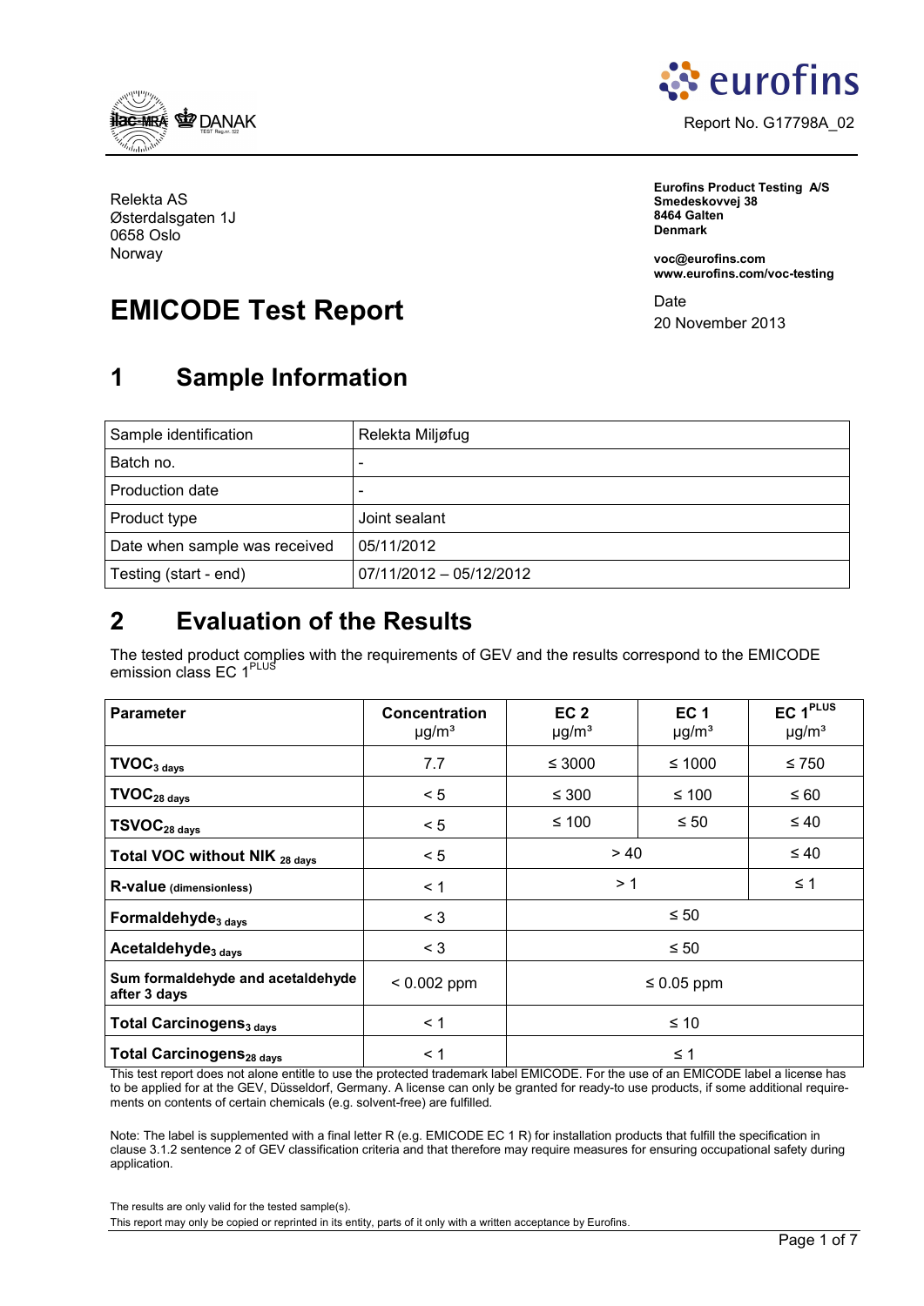Report No. G17798A_02

Relekta AS
Østerdalsgaten 1J
0658 Oslo
Norway

**Eurofins Product Testing A/S**
**Smedeskovvej 38**
**8464 Galten**
**Denmark**

**voc@eurofins.com**
**www.eurofins.com/voc-testing**

Date
20 November 2013

# EMICODE Test Report

## 1 Sample Information

| Sample identification | Relekta Miljøfug |
|---|---|
| Batch no. | - |
| Production date | - |
| Product type | Joint sealant |
| Date when sample was received | 05/11/2012 |
| Testing (start - end) | 07/11/2012 – 05/12/2012 |

## 2 Evaluation of the Results

The tested product complies with the requirements of GEV and the results correspond to the EMICODE emission class EC $1^{PLUS}$

| Parameter | Concentration µg/m³ | EC 2 µg/m³ | EC 1 µg/m³ | EC $1^{PLUS}$ µg/m³ |
|---|---|---|---|---|
| **$TVOC_{3\ days}$** | 7.7 | ≤ 3000 | ≤ 1000 | ≤ 750 |
| **$TVOC_{28\ days}$** | < 5 | ≤ 300 | ≤ 100 | ≤ 60 |
| **$TSVOC_{28\ days}$** | < 5 | ≤ 100 | ≤ 50 | ≤ 40 |
| **Total VOC without NIK $_{28\ days}$** | < 5 | > 40 | | ≤ 40 |
| **R-value** (dimensionless) | < 1 | > 1 | | ≤ 1 |
| **$Formaldehyde_{3\ days}$** | < 3 | ≤ 50 | | |
| **$Acetaldehyde_{3\ days}$** | < 3 | ≤ 50 | | |
| **Sum formaldehyde and acetaldehyde after 3 days** | < 0.002 ppm | ≤ 0.05 ppm | | |
| **Total $Carcinogens_{3\ days}$** | < 1 | ≤ 10 | | |
| **Total $Carcinogens_{28\ days}$** | < 1 | ≤ 1 | | |

This test report does not alone entitle to use the protected trademark label EMICODE. For the use of an EMICODE label a license has to be applied for at the GEV, Düsseldorf, Germany. A license can only be granted for ready-to use products, if some additional requirements on contents of certain chemicals (e.g. solvent-free) are fulfilled.

Note: The label is supplemented with a final letter R (e.g. EMICODE EC 1 R) for installation products that fulfill the specification in clause 3.1.2 sentence 2 of GEV classification criteria and that therefore may require measures for ensuring occupational safety during application.

The results are only valid for the tested sample(s).
This report may only be copied or reprinted in its entity, parts of it only with a written acceptance by Eurofins.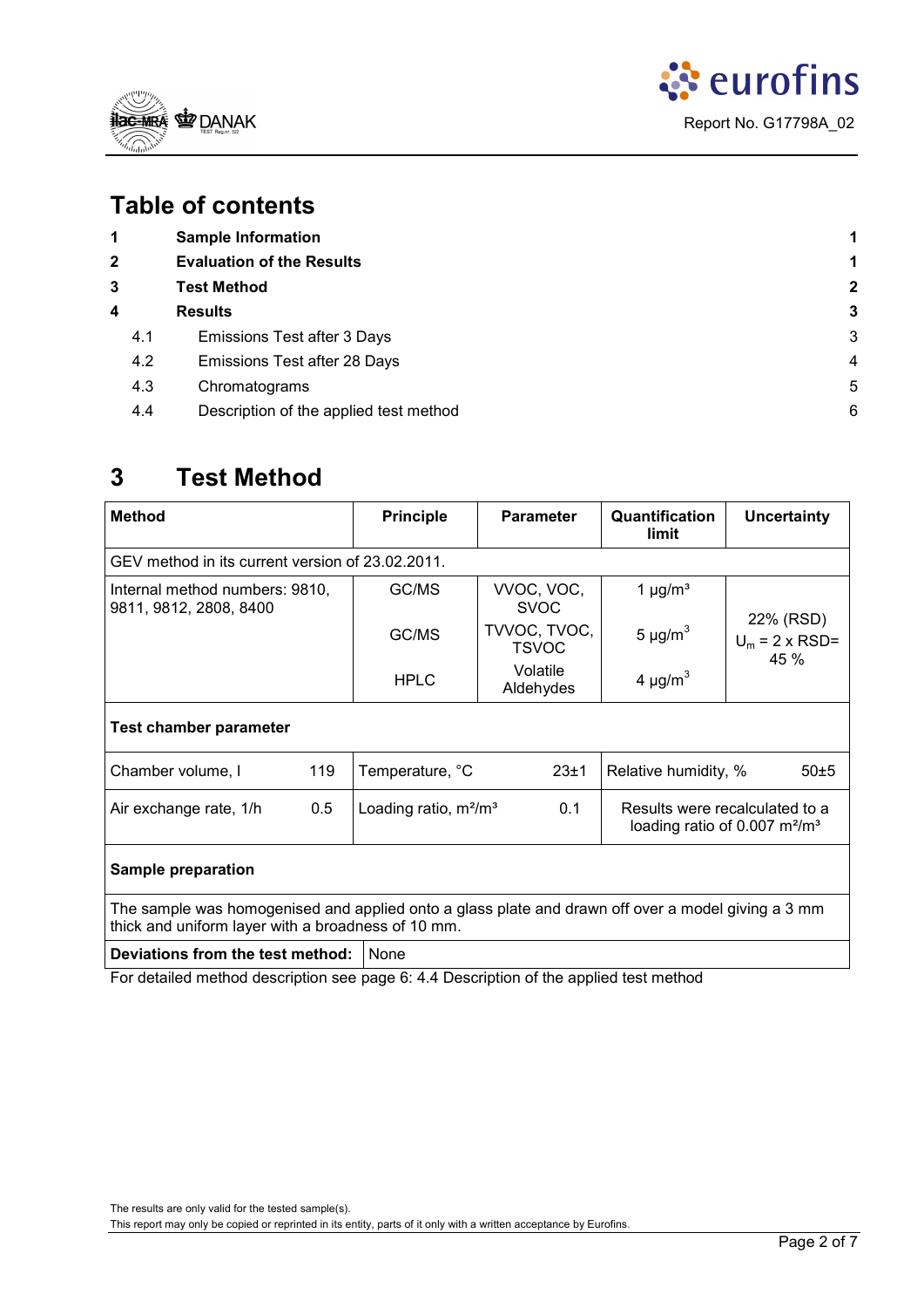Report No. G17798A_02

# Table of contents

| | | |
|---|---|---|
| **1** | **Sample Information** | **1** |
| **2** | **Evaluation of the Results** | **1** |
| **3** | **Test Method** | **2** |
| **4** | **Results** | **3** |
| 4.1 | Emissions Test after 3 Days | 3 |
| 4.2 | Emissions Test after 28 Days | 4 |
| 4.3 | Chromatograms | 5 |
| 4.4 | Description of the applied test method | 6 |

# 3 Test Method

| **Method** | **Principle** | **Parameter** | **Quantification limit** | **Uncertainty** |
|---|---|---|---|---|
| GEV method in its current version of 23.02.2011. | | | | |
| Internal method numbers: 9810, 9811, 9812, 2808, 8400 | GC/MS | VVOC, VOC, SVOC | 1 µg/m³ | 22% (RSD) $U_m$ = 2 x RSD= 45 % |
| | GC/MS | TVVOC, TVOC, TSVOC | 5 µg/m³ | |
| | HPLC | Volatile Aldehydes | 4 µg/m³ | |

**Test chamber parameter**

| | | | | | |
|---|---|---|---|---|---|
| Chamber volume, l | 119 | Temperature, °C | 23±1 | Relative humidity, % | 50±5 |
| Air exchange rate, 1/h | 0.5 | Loading ratio, m²/m³ | 0.1 | Results were recalculated to a loading ratio of 0.007 m²/m³ | |

**Sample preparation**

The sample was homogenised and applied onto a glass plate and drawn off over a model giving a 3 mm thick and uniform layer with a broadness of 10 mm.

| **Deviations from the test method:** | None |
|---|---|

For detailed method description see page 6: 4.4 Description of the applied test method

The results are only valid for the tested sample(s).
This report may only be copied or reprinted in its entity, parts of it only with a written acceptance by Eurofins.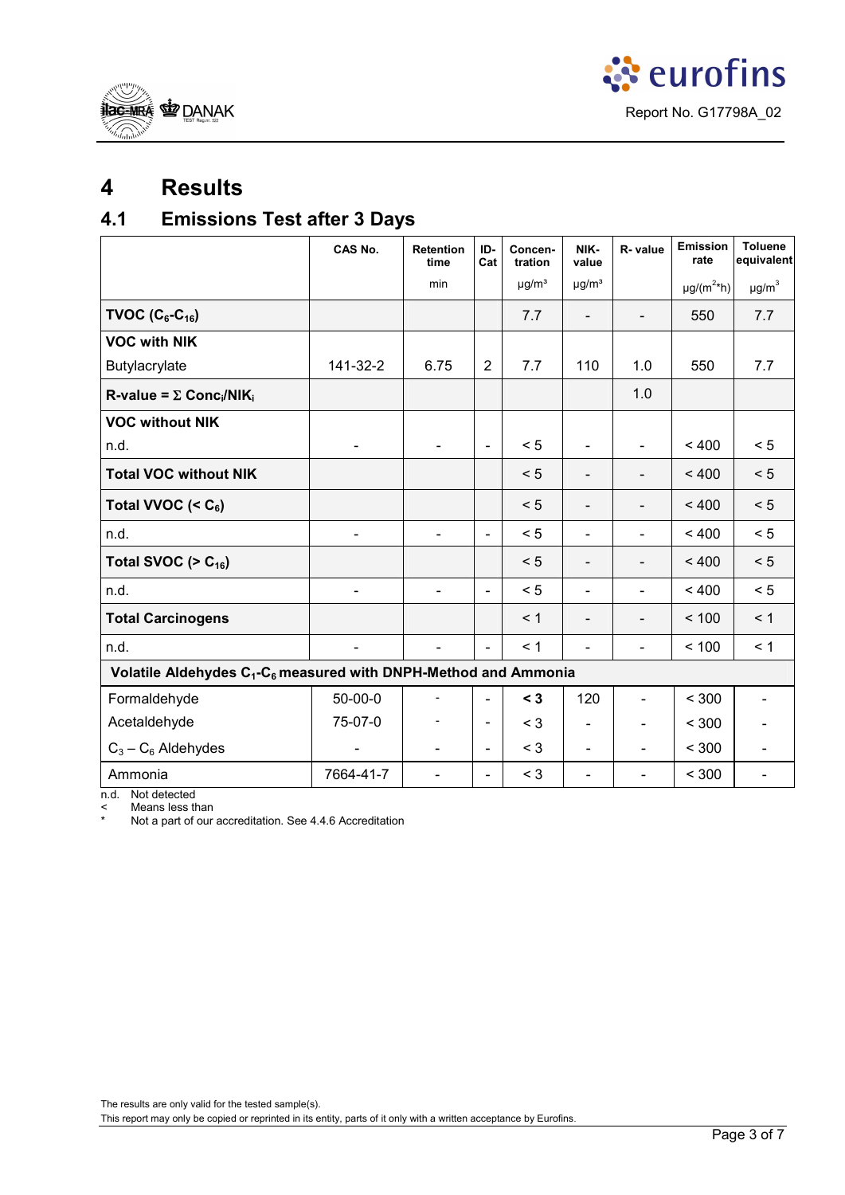# 4 Results

## 4.1 Emissions Test after 3 Days

| | CAS No. | Retention time<br>min | ID-Cat | Concen-tration<br>µg/m³ | NIK-value<br>µg/m³ | R- value | Emission rate<br>µg/(m²*h) | Toluene equivalent<br>µg/m³ |
|---|---|---|---|---|---|---|---|---|
| **TVOC ($C_6$-$C_{16}$)** | | | | 7.7 | - | - | 550 | 7.7 |
| **VOC with NIK** | | | | | | | | |
| Butylacrylate | 141-32-2 | 6.75 | 2 | 7.7 | 110 | 1.0 | 550 | 7.7 |
| **R-value = Σ $Conc_i/NIK_i$** | | | | | | 1.0 | | |
| **VOC without NIK** | | | | | | | | |
| n.d. | - | - | - | < 5 | - | - | < 400 | < 5 |
| **Total VOC without NIK** | | | | < 5 | - | - | < 400 | < 5 |
| **Total VVOC (< $C_6$)** | | | | < 5 | - | - | < 400 | < 5 |
| n.d. | - | - | - | < 5 | - | - | < 400 | < 5 |
| **Total SVOC (> $C_{16}$)** | | | | < 5 | - | - | < 400 | < 5 |
| n.d. | - | - | - | < 5 | - | - | < 400 | < 5 |
| **Total Carcinogens** | | | | < 1 | - | - | < 100 | < 1 |
| n.d. | - | - | - | < 1 | - | - | < 100 | < 1 |
| **Volatile Aldehydes $C_1$-$C_6$ measured with DNPH-Method and Ammonia** | | | | | | | | |
| Formaldehyde | 50-00-0 | - | - | **< 3** | 120 | - | < 300 | - |
| Acetaldehyde | 75-07-0 | - | - | < 3 | - | - | < 300 | - |
| $C_3$ – $C_6$ Aldehydes | - | - | - | < 3 | - | - | < 300 | - |
| Ammonia | 7664-41-7 | - | - | < 3 | - | - | < 300 | - |

n.d. Not detected
< Means less than
* Not a part of our accreditation. See 4.4.6 Accreditation

The results are only valid for the tested sample(s).
This report may only be copied or reprinted in its entity, parts of it only with a written acceptance by Eurofins.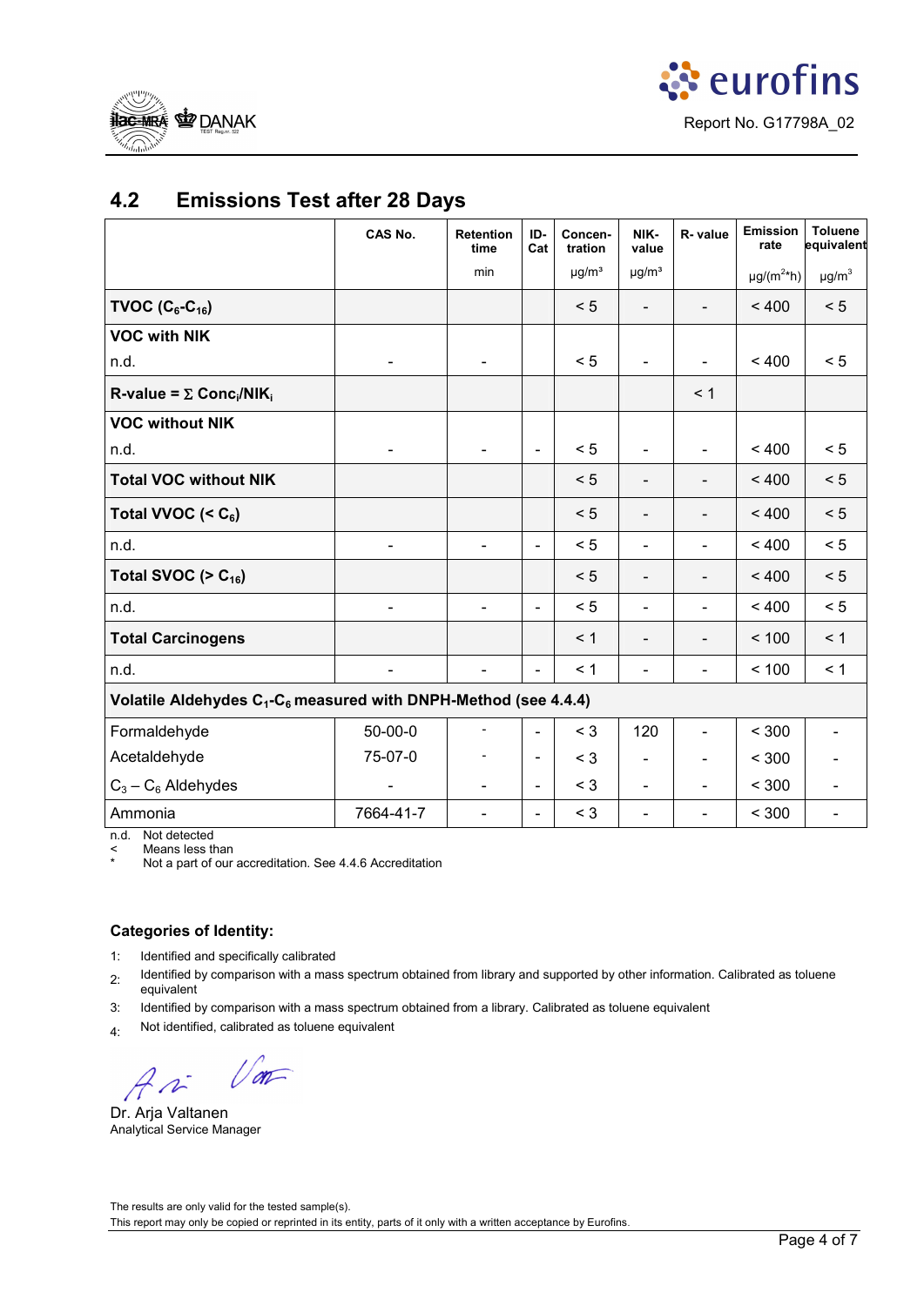Report No. G17798A_02

## 4.2 Emissions Test after 28 Days

| | CAS No. | Retention time min | ID-Cat | Concen-tration µg/m³ | NIK-value µg/m³ | R- value | Emission rate µg/(m²*h) | Toluene equivalent µg/m³ |
|---|---|---|---|---|---|---|---|---|
| **TVOC ($C_6$-$C_{16}$)** | | | | < 5 | - | - | < 400 | < 5 |
| **VOC with NIK** | | | | | | | | |
| n.d. | - | - | | < 5 | - | - | < 400 | < 5 |
| **R-value = Σ Conc$_i$/NIK$_i$** | | | | | | < 1 | | |
| **VOC without NIK** | | | | | | | | |
| n.d. | - | - | - | < 5 | - | - | < 400 | < 5 |
| **Total VOC without NIK** | | | | < 5 | - | - | < 400 | < 5 |
| **Total VVOC (< $C_6$)** | | | | < 5 | - | - | < 400 | < 5 |
| n.d. | - | - | - | < 5 | - | - | < 400 | < 5 |
| **Total SVOC (> $C_{16}$)** | | | | < 5 | - | - | < 400 | < 5 |
| n.d. | - | - | - | < 5 | - | - | < 400 | < 5 |
| **Total Carcinogens** | | | | < 1 | - | - | < 100 | < 1 |
| n.d. | - | - | - | < 1 | - | - | < 100 | < 1 |
| **Volatile Aldehydes $C_1$-$C_6$ measured with DNPH-Method (see 4.4.4)** | | | | | | | | |
| Formaldehyde | 50-00-0 | - | - | < 3 | 120 | - | < 300 | - |
| Acetaldehyde | 75-07-0 | - | - | < 3 | - | - | < 300 | - |
| $C_3$ – $C_6$ Aldehydes | - | - | - | < 3 | - | - | < 300 | - |
| Ammonia | 7664-41-7 | - | - | < 3 | - | - | < 300 | - |

n.d. Not detected
< Means less than
* Not a part of our accreditation. See 4.4.6 Accreditation

**Categories of Identity:**

1: Identified and specifically calibrated

2: Identified by comparison with a mass spectrum obtained from library and supported by other information. Calibrated as toluene equivalent

3: Identified by comparison with a mass spectrum obtained from a library. Calibrated as toluene equivalent

4: Not identified, calibrated as toluene equivalent

Dr. Arja Valtanen
Analytical Service Manager

The results are only valid for the tested sample(s).
This report may only be copied or reprinted in its entity, parts of it only with a written acceptance by Eurofins.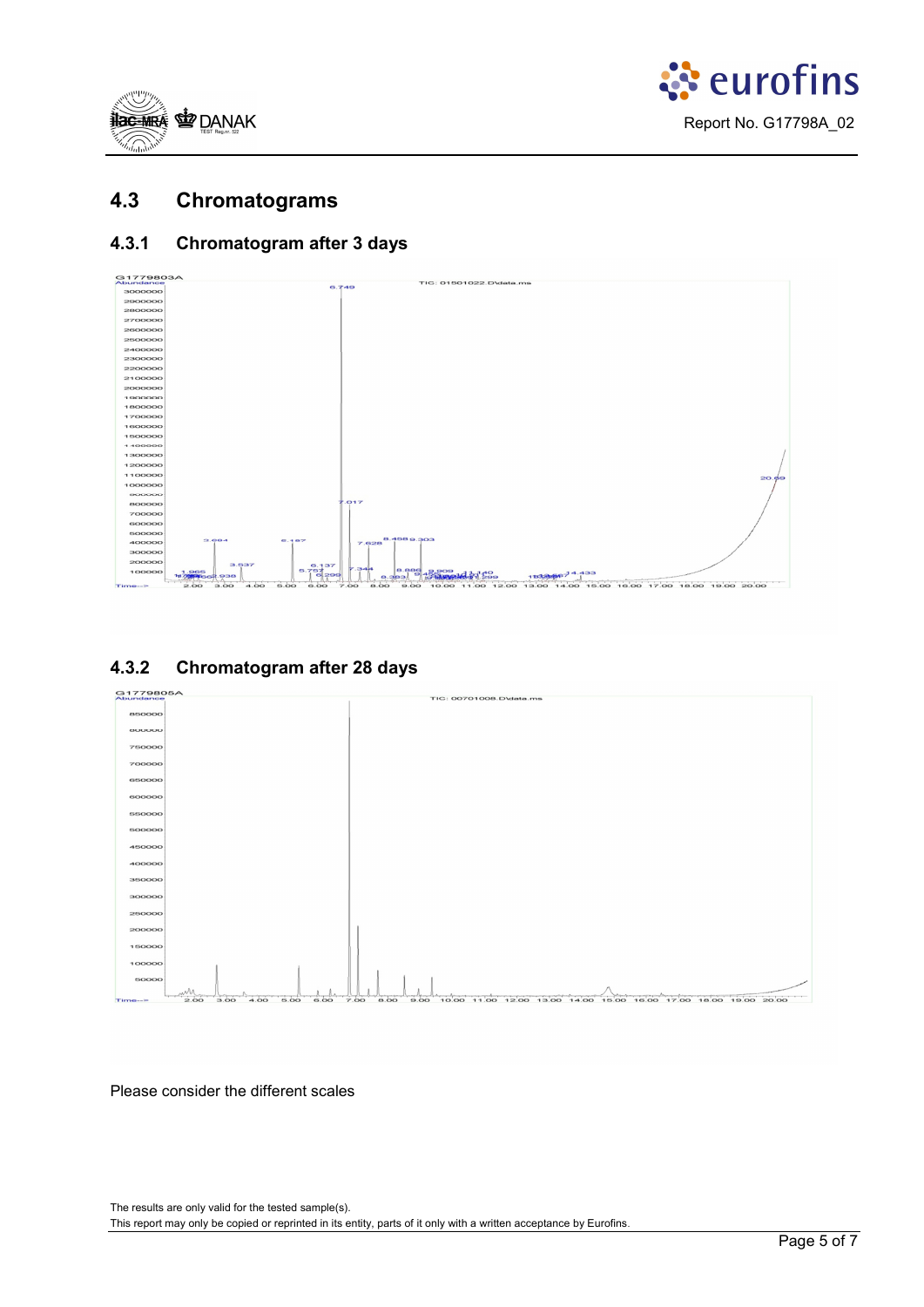## 4.3 Chromatograms

### 4.3.1 Chromatogram after 3 days

### 4.3.2 Chromatogram after 28 days

Please consider the different scales

The results are only valid for the tested sample(s).
This report may only be copied or reprinted in its entity, parts of it only with a written acceptance by Eurofins.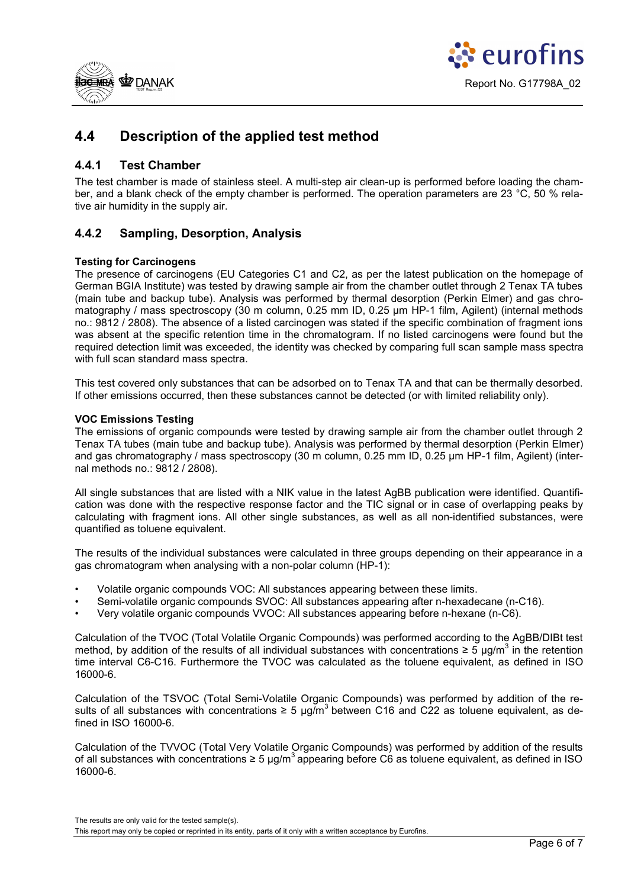## 4.4 Description of the applied test method

### 4.4.1 Test Chamber

The test chamber is made of stainless steel. A multi-step air clean-up is performed before loading the chamber, and a blank check of the empty chamber is performed. The operation parameters are 23 °C, 50 % relative air humidity in the supply air.

### 4.4.2 Sampling, Desorption, Analysis

**Testing for Carcinogens**

The presence of carcinogens (EU Categories C1 and C2, as per the latest publication on the homepage of German BGIA Institute) was tested by drawing sample air from the chamber outlet through 2 Tenax TA tubes (main tube and backup tube). Analysis was performed by thermal desorption (Perkin Elmer) and gas chromatography / mass spectroscopy (30 m column, 0.25 mm ID, 0.25 µm HP-1 film, Agilent) (internal methods no.: 9812 / 2808). The absence of a listed carcinogen was stated if the specific combination of fragment ions was absent at the specific retention time in the chromatogram. If no listed carcinogens were found but the required detection limit was exceeded, the identity was checked by comparing full scan sample mass spectra with full scan standard mass spectra.

This test covered only substances that can be adsorbed on to Tenax TA and that can be thermally desorbed. If other emissions occurred, then these substances cannot be detected (or with limited reliability only).

**VOC Emissions Testing**

The emissions of organic compounds were tested by drawing sample air from the chamber outlet through 2 Tenax TA tubes (main tube and backup tube). Analysis was performed by thermal desorption (Perkin Elmer) and gas chromatography / mass spectroscopy (30 m column, 0.25 mm ID, 0.25 µm HP-1 film, Agilent) (internal methods no.: 9812 / 2808).

All single substances that are listed with a NIK value in the latest AgBB publication were identified. Quantification was done with the respective response factor and the TIC signal or in case of overlapping peaks by calculating with fragment ions. All other single substances, as well as all non-identified substances, were quantified as toluene equivalent.

The results of the individual substances were calculated in three groups depending on their appearance in a gas chromatogram when analysing with a non-polar column (HP-1):

- Volatile organic compounds VOC: All substances appearing between these limits.
- Semi-volatile organic compounds SVOC: All substances appearing after n-hexadecane (n-C16).
- Very volatile organic compounds VVOC: All substances appearing before n-hexane (n-C6).

Calculation of the TVOC (Total Volatile Organic Compounds) was performed according to the AgBB/DIBt test method, by addition of the results of all individual substances with concentrations ≥ 5 µg/m³ in the retention time interval C6-C16. Furthermore the TVOC was calculated as the toluene equivalent, as defined in ISO 16000-6.

Calculation of the TSVOC (Total Semi-Volatile Organic Compounds) was performed by addition of the results of all substances with concentrations ≥ 5 µg/m³ between C16 and C22 as toluene equivalent, as defined in ISO 16000-6.

Calculation of the TVVOC (Total Very Volatile Organic Compounds) was performed by addition of the results of all substances with concentrations ≥ 5 µg/m³ appearing before C6 as toluene equivalent, as defined in ISO 16000-6.

The results are only valid for the tested sample(s).

This report may only be copied or reprinted in its entity, parts of it only with a written acceptance by Eurofins.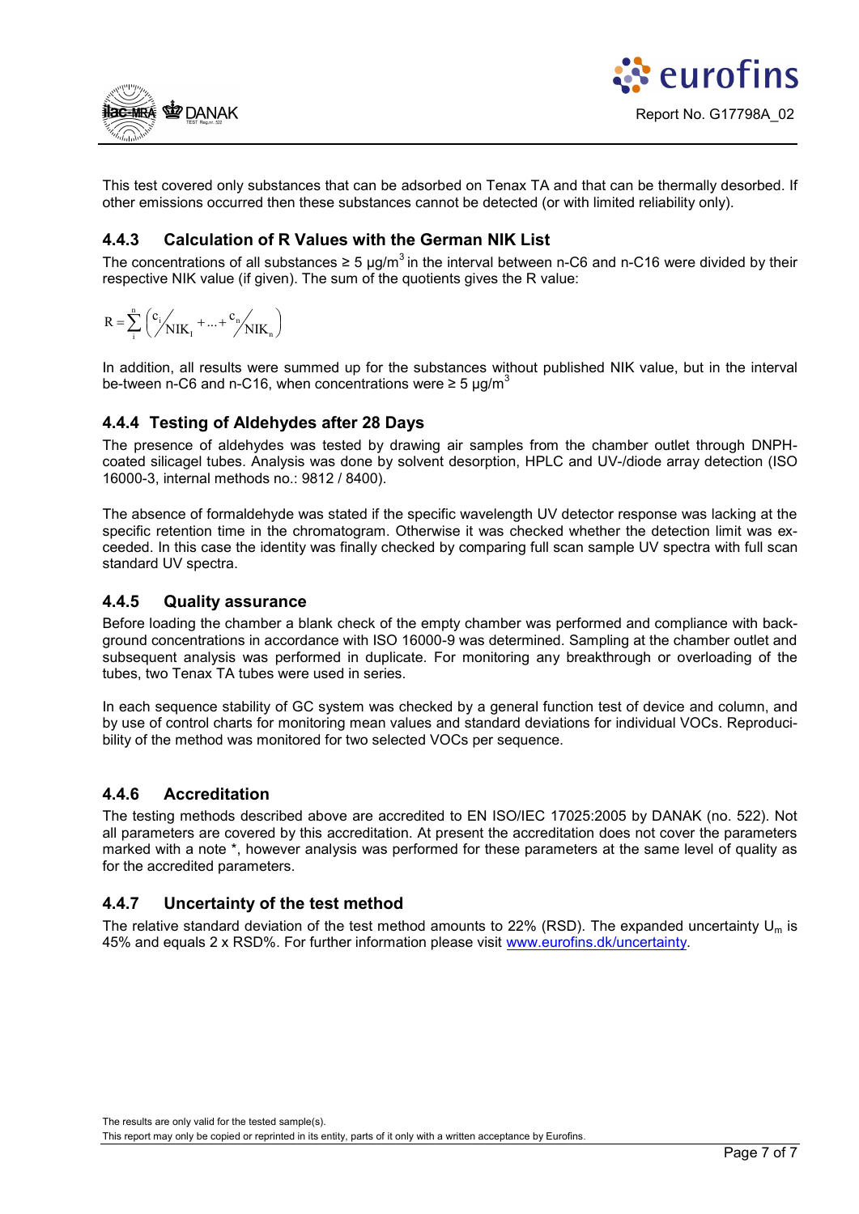This test covered only substances that can be adsorbed on Tenax TA and that can be thermally desorbed. If other emissions occurred then these substances cannot be detected (or with limited reliability only).

### 4.4.3 Calculation of R Values with the German NIK List

The concentrations of all substances ≥ 5 µg/m$^3$ in the interval between n-C6 and n-C16 were divided by their respective NIK value (if given). The sum of the quotients gives the R value:

$$R = \sum_{i}^{n} \left( {}^{c_i}\!/_{NIK_i} + \ldots + {}^{c_n}\!/_{NIK_n} \right)$$

In addition, all results were summed up for the substances without published NIK value, but in the interval be-tween n-C6 and n-C16, when concentrations were ≥ 5 µg/m$^3$

### 4.4.4 Testing of Aldehydes after 28 Days

The presence of aldehydes was tested by drawing air samples from the chamber outlet through DNPH-coated silicagel tubes. Analysis was done by solvent desorption, HPLC and UV-/diode array detection (ISO 16000-3, internal methods no.: 9812 / 8400).

The absence of formaldehyde was stated if the specific wavelength UV detector response was lacking at the specific retention time in the chromatogram. Otherwise it was checked whether the detection limit was exceeded. In this case the identity was finally checked by comparing full scan sample UV spectra with full scan standard UV spectra.

### 4.4.5 Quality assurance

Before loading the chamber a blank check of the empty chamber was performed and compliance with background concentrations in accordance with ISO 16000-9 was determined. Sampling at the chamber outlet and subsequent analysis was performed in duplicate. For monitoring any breakthrough or overloading of the tubes, two Tenax TA tubes were used in series.

In each sequence stability of GC system was checked by a general function test of device and column, and by use of control charts for monitoring mean values and standard deviations for individual VOCs. Reproducibility of the method was monitored for two selected VOCs per sequence.

### 4.4.6 Accreditation

The testing methods described above are accredited to EN ISO/IEC 17025:2005 by DANAK (no. 522). Not all parameters are covered by this accreditation. At present the accreditation does not cover the parameters marked with a note *, however analysis was performed for these parameters at the same level of quality as for the accredited parameters.

### 4.4.7 Uncertainty of the test method

The relative standard deviation of the test method amounts to 22% (RSD). The expanded uncertainty $U_m$ is 45% and equals 2 x RSD%. For further information please visit www.eurofins.dk/uncertainty.

The results are only valid for the tested sample(s).

This report may only be copied or reprinted in its entity, parts of it only with a written acceptance by Eurofins.